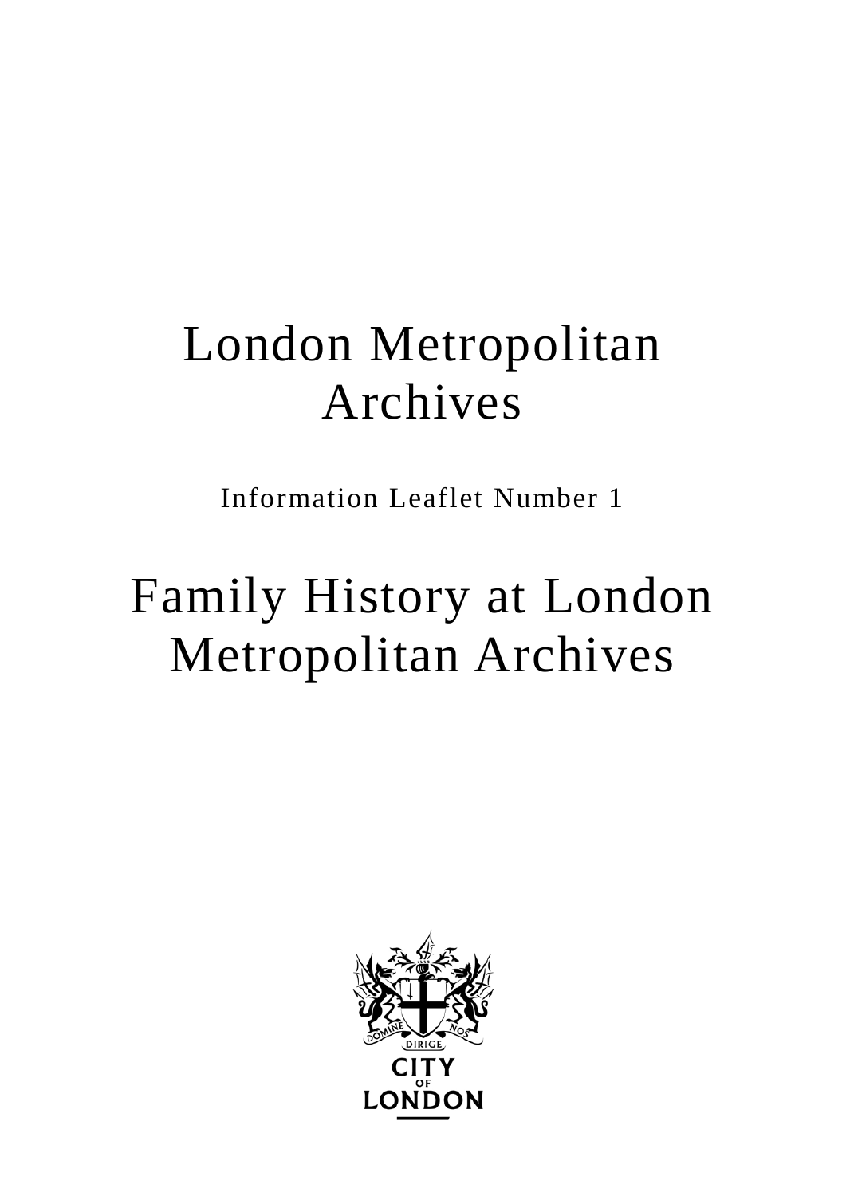# London Metropolitan Archives

Information Leaflet Number 1

# Family History at London Metropolitan Archives

DOMINE DIRIGE NOS

CITY OF LONDON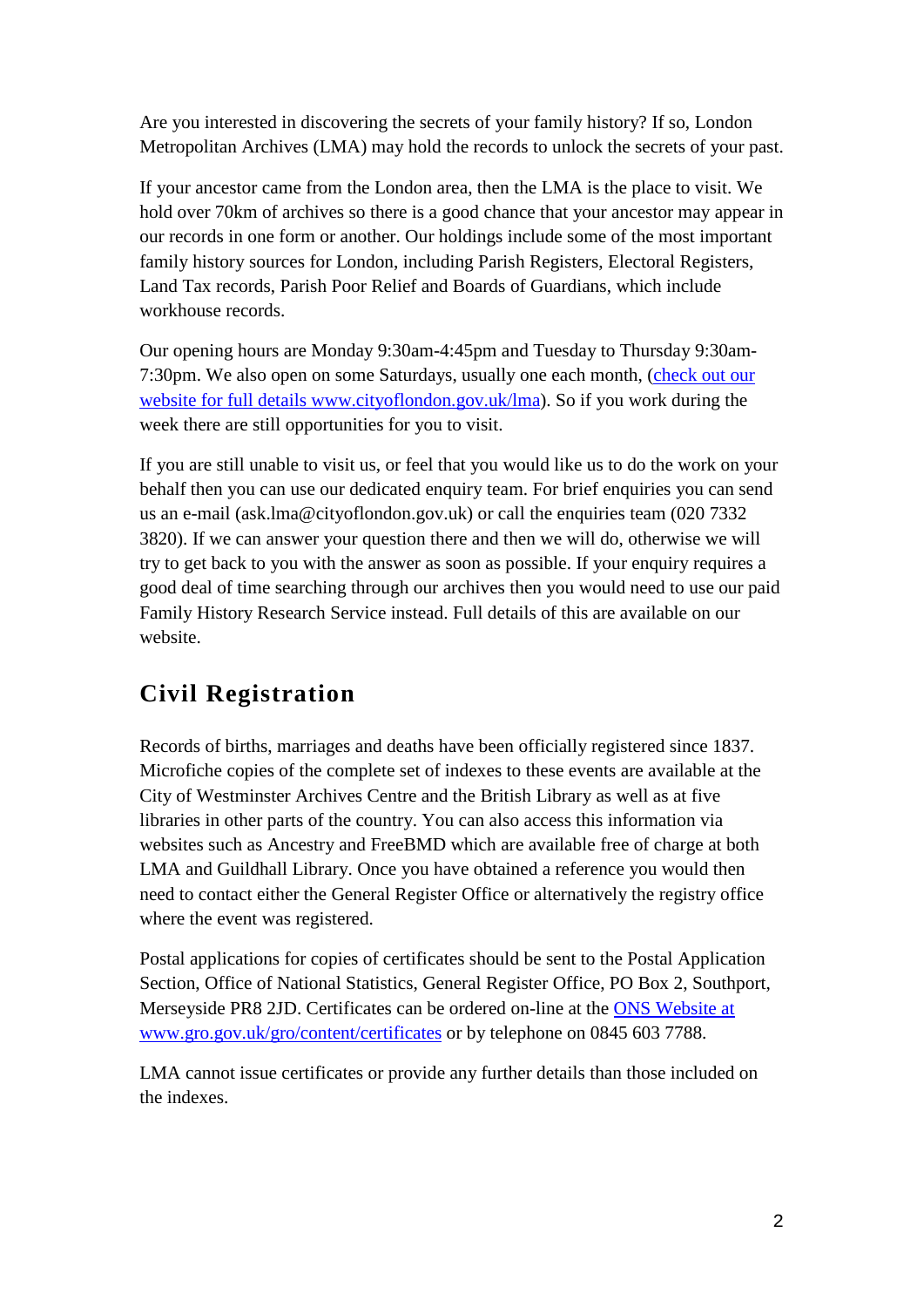Are you interested in discovering the secrets of your family history? If so, London Metropolitan Archives (LMA) may hold the records to unlock the secrets of your past.

If your ancestor came from the London area, then the LMA is the place to visit. We hold over 70km of archives so there is a good chance that your ancestor may appear in our records in one form or another. Our holdings include some of the most important family history sources for London, including Parish Registers, Electoral Registers, Land Tax records, Parish Poor Relief and Boards of Guardians, which include workhouse records.

Our opening hours are Monday 9:30am-4:45pm and Tuesday to Thursday 9:30am-7:30pm. We also open on some Saturdays, usually one each month, ([check out our website for full details www.cityoflondon.gov.uk/lma](http://www.cityoflondon.gov.uk/lma)). So if you work during the week there are still opportunities for you to visit.

If you are still unable to visit us, or feel that you would like us to do the work on your behalf then you can use our dedicated enquiry team. For brief enquiries you can send us an e-mail (ask.lma@cityoflondon.gov.uk) or call the enquiries team (020 7332 3820). If we can answer your question there and then we will do, otherwise we will try to get back to you with the answer as soon as possible. If your enquiry requires a good deal of time searching through our archives then you would need to use our paid Family History Research Service instead. Full details of this are available on our website.

## Civil Registration

Records of births, marriages and deaths have been officially registered since 1837. Microfiche copies of the complete set of indexes to these events are available at the City of Westminster Archives Centre and the British Library as well as at five libraries in other parts of the country. You can also access this information via websites such as Ancestry and FreeBMD which are available free of charge at both LMA and Guildhall Library. Once you have obtained a reference you would then need to contact either the General Register Office or alternatively the registry office where the event was registered.

Postal applications for copies of certificates should be sent to the Postal Application Section, Office of National Statistics, General Register Office, PO Box 2, Southport, Merseyside PR8 2JD. Certificates can be ordered on-line at the [ONS Website at www.gro.gov.uk/gro/content/certificates](http://www.gro.gov.uk/gro/content/certificates) or by telephone on 0845 603 7788.

LMA cannot issue certificates or provide any further details than those included on the indexes.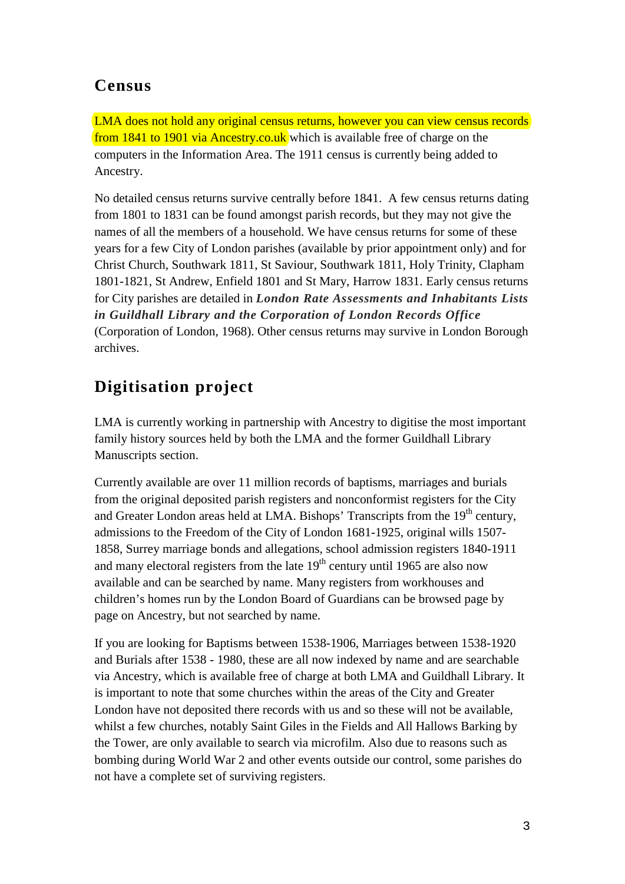## Census

LMA does not hold any original census returns, however you can view census records from 1841 to 1901 via Ancestry.co.uk which is available free of charge on the computers in the Information Area. The 1911 census is currently being added to Ancestry.

No detailed census returns survive centrally before 1841. A few census returns dating from 1801 to 1831 can be found amongst parish records, but they may not give the names of all the members of a household. We have census returns for some of these years for a few City of London parishes (available by prior appointment only) and for Christ Church, Southwark 1811, St Saviour, Southwark 1811, Holy Trinity, Clapham 1801-1821, St Andrew, Enfield 1801 and St Mary, Harrow 1831. Early census returns for City parishes are detailed in ***London Rate Assessments and Inhabitants Lists in Guildhall Library and the Corporation of London Records Office*** (Corporation of London, 1968). Other census returns may survive in London Borough archives.

## Digitisation project

LMA is currently working in partnership with Ancestry to digitise the most important family history sources held by both the LMA and the former Guildhall Library Manuscripts section.

Currently available are over 11 million records of baptisms, marriages and burials from the original deposited parish registers and nonconformist registers for the City and Greater London areas held at LMA. Bishops' Transcripts from the 19th century, admissions to the Freedom of the City of London 1681-1925, original wills 1507-1858, Surrey marriage bonds and allegations, school admission registers 1840-1911 and many electoral registers from the late 19th century until 1965 are also now available and can be searched by name. Many registers from workhouses and children's homes run by the London Board of Guardians can be browsed page by page on Ancestry, but not searched by name.

If you are looking for Baptisms between 1538-1906, Marriages between 1538-1920 and Burials after 1538 - 1980, these are all now indexed by name and are searchable via Ancestry, which is available free of charge at both LMA and Guildhall Library. It is important to note that some churches within the areas of the City and Greater London have not deposited there records with us and so these will not be available, whilst a few churches, notably Saint Giles in the Fields and All Hallows Barking by the Tower, are only available to search via microfilm. Also due to reasons such as bombing during World War 2 and other events outside our control, some parishes do not have a complete set of surviving registers.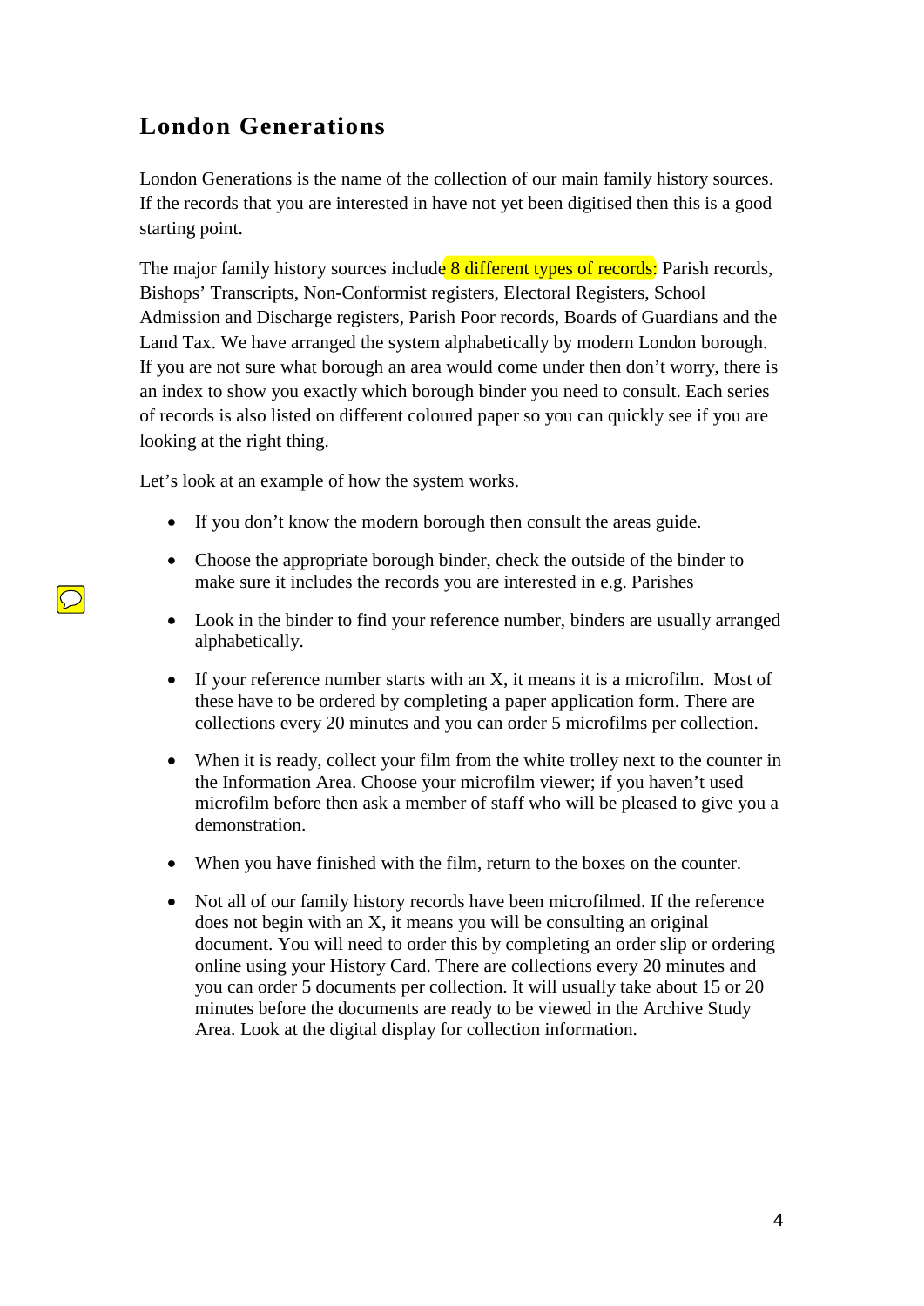## London Generations

London Generations is the name of the collection of our main family history sources. If the records that you are interested in have not yet been digitised then this is a good starting point.

The major family history sources include 8 different types of records: Parish records, Bishops' Transcripts, Non-Conformist registers, Electoral Registers, School Admission and Discharge registers, Parish Poor records, Boards of Guardians and the Land Tax. We have arranged the system alphabetically by modern London borough. If you are not sure what borough an area would come under then don't worry, there is an index to show you exactly which borough binder you need to consult. Each series of records is also listed on different coloured paper so you can quickly see if you are looking at the right thing.

Let's look at an example of how the system works.

- If you don't know the modern borough then consult the areas guide.
- Choose the appropriate borough binder, check the outside of the binder to make sure it includes the records you are interested in e.g. Parishes
- Look in the binder to find your reference number, binders are usually arranged alphabetically.
- If your reference number starts with an X, it means it is a microfilm. Most of these have to be ordered by completing a paper application form. There are collections every 20 minutes and you can order 5 microfilms per collection.
- When it is ready, collect your film from the white trolley next to the counter in the Information Area. Choose your microfilm viewer; if you haven't used microfilm before then ask a member of staff who will be pleased to give you a demonstration.
- When you have finished with the film, return to the boxes on the counter.
- Not all of our family history records have been microfilmed. If the reference does not begin with an X, it means you will be consulting an original document. You will need to order this by completing an order slip or ordering online using your History Card. There are collections every 20 minutes and you can order 5 documents per collection. It will usually take about 15 or 20 minutes before the documents are ready to be viewed in the Archive Study Area. Look at the digital display for collection information.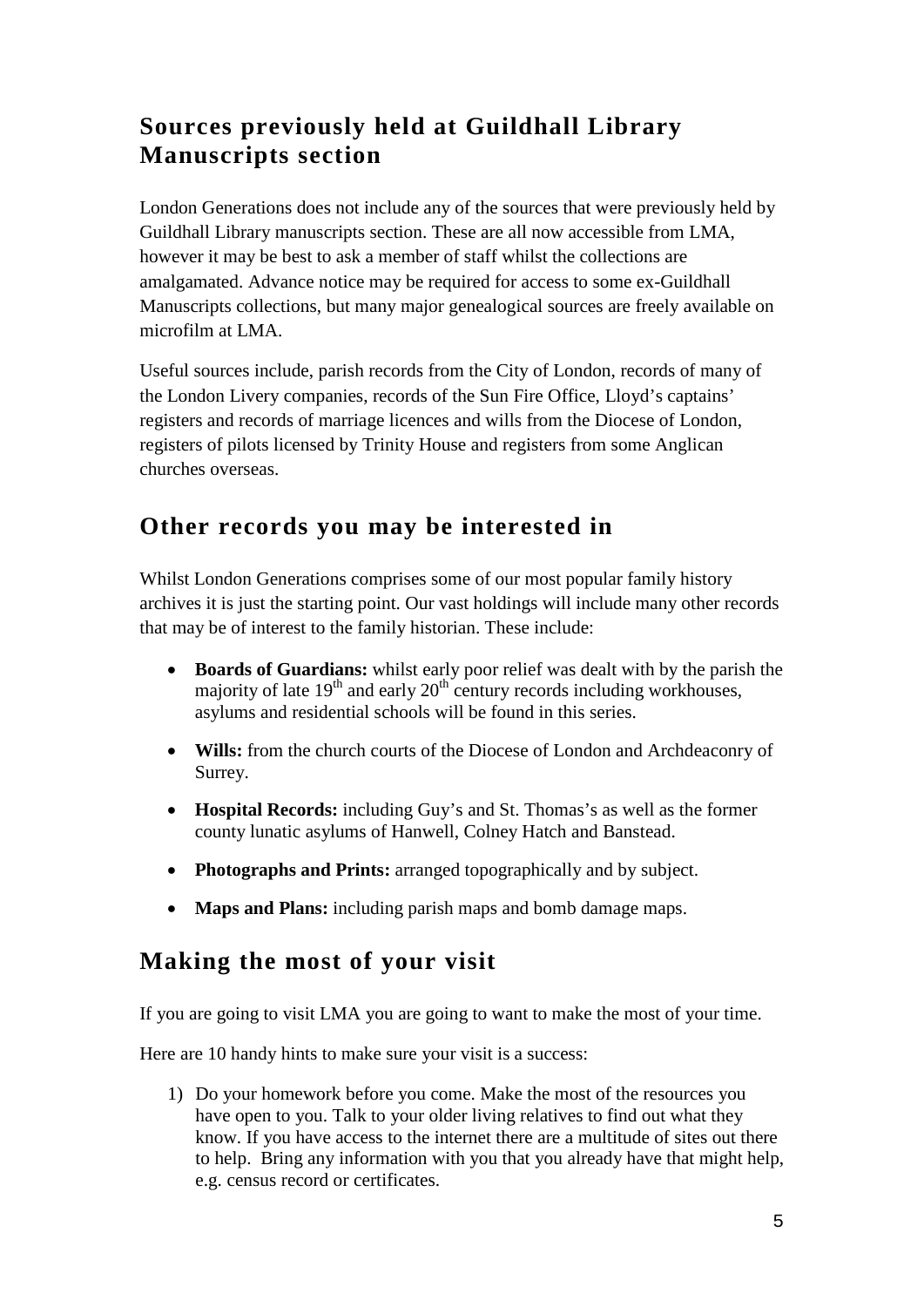## Sources previously held at Guildhall Library Manuscripts section

London Generations does not include any of the sources that were previously held by Guildhall Library manuscripts section. These are all now accessible from LMA, however it may be best to ask a member of staff whilst the collections are amalgamated. Advance notice may be required for access to some ex-Guildhall Manuscripts collections, but many major genealogical sources are freely available on microfilm at LMA.

Useful sources include, parish records from the City of London, records of many of the London Livery companies, records of the Sun Fire Office, Lloyd's captains' registers and records of marriage licences and wills from the Diocese of London, registers of pilots licensed by Trinity House and registers from some Anglican churches overseas.

## Other records you may be interested in

Whilst London Generations comprises some of our most popular family history archives it is just the starting point. Our vast holdings will include many other records that may be of interest to the family historian. These include:

- **Boards of Guardians:** whilst early poor relief was dealt with by the parish the majority of late 19th and early 20th century records including workhouses, asylums and residential schools will be found in this series.
- **Wills:** from the church courts of the Diocese of London and Archdeaconry of Surrey.
- **Hospital Records:** including Guy's and St. Thomas's as well as the former county lunatic asylums of Hanwell, Colney Hatch and Banstead.
- **Photographs and Prints:** arranged topographically and by subject.
- **Maps and Plans:** including parish maps and bomb damage maps.

## Making the most of your visit

If you are going to visit LMA you are going to want to make the most of your time.

Here are 10 handy hints to make sure your visit is a success:

1) Do your homework before you come. Make the most of the resources you have open to you. Talk to your older living relatives to find out what they know. If you have access to the internet there are a multitude of sites out there to help. Bring any information with you that you already have that might help, e.g. census record or certificates.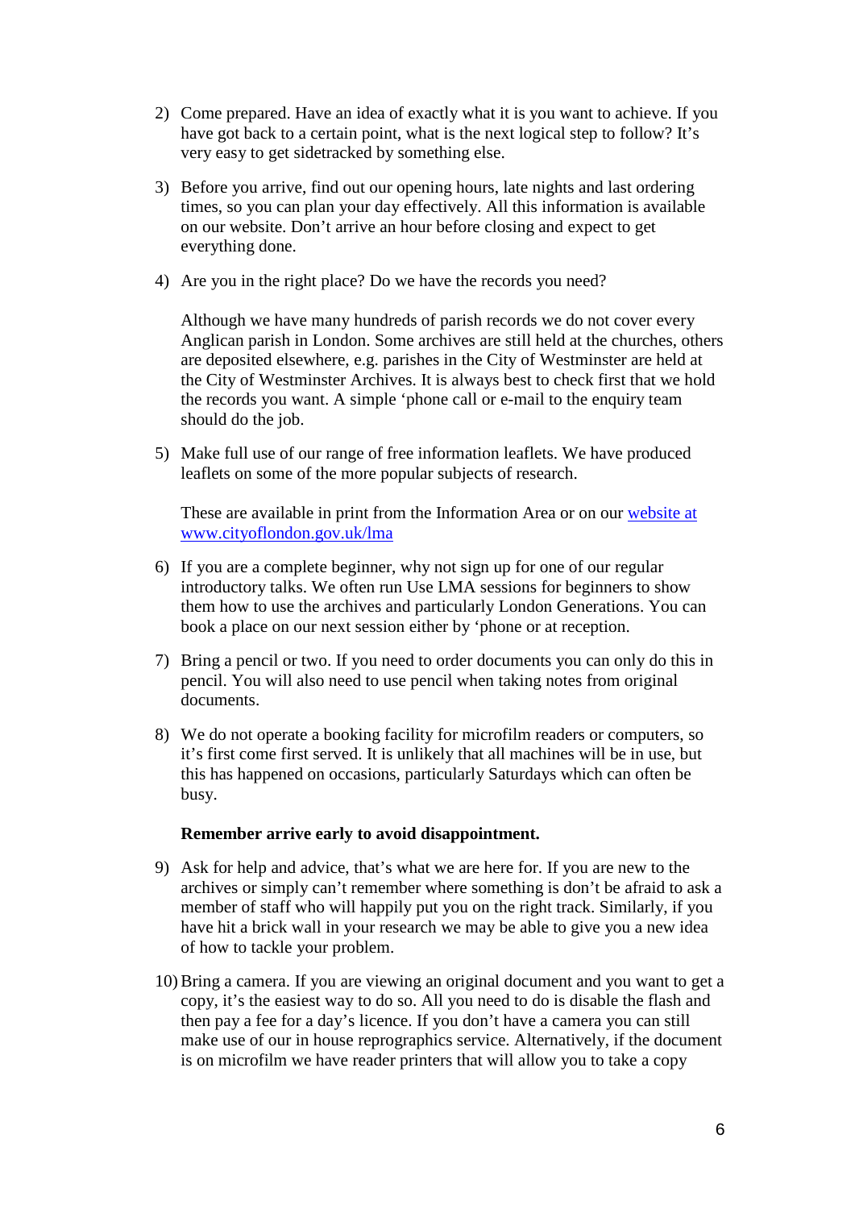2) Come prepared. Have an idea of exactly what it is you want to achieve. If you have got back to a certain point, what is the next logical step to follow? It's very easy to get sidetracked by something else.

3) Before you arrive, find out our opening hours, late nights and last ordering times, so you can plan your day effectively. All this information is available on our website. Don't arrive an hour before closing and expect to get everything done.

4) Are you in the right place? Do we have the records you need?

   Although we have many hundreds of parish records we do not cover every Anglican parish in London. Some archives are still held at the churches, others are deposited elsewhere, e.g. parishes in the City of Westminster are held at the City of Westminster Archives. It is always best to check first that we hold the records you want. A simple 'phone call or e-mail to the enquiry team should do the job.

5) Make full use of our range of free information leaflets. We have produced leaflets on some of the more popular subjects of research.

   These are available in print from the Information Area or on our [website at www.cityoflondon.gov.uk/lma](http://www.cityoflondon.gov.uk/lma)

6) If you are a complete beginner, why not sign up for one of our regular introductory talks. We often run Use LMA sessions for beginners to show them how to use the archives and particularly London Generations. You can book a place on our next session either by 'phone or at reception.

7) Bring a pencil or two. If you need to order documents you can only do this in pencil. You will also need to use pencil when taking notes from original documents.

8) We do not operate a booking facility for microfilm readers or computers, so it's first come first served. It is unlikely that all machines will be in use, but this has happened on occasions, particularly Saturdays which can often be busy.

   **Remember arrive early to avoid disappointment.**

9) Ask for help and advice, that's what we are here for. If you are new to the archives or simply can't remember where something is don't be afraid to ask a member of staff who will happily put you on the right track. Similarly, if you have hit a brick wall in your research we may be able to give you a new idea of how to tackle your problem.

10) Bring a camera. If you are viewing an original document and you want to get a copy, it's the easiest way to do so. All you need to do is disable the flash and then pay a fee for a day's licence. If you don't have a camera you can still make use of our in house reprographics service. Alternatively, if the document is on microfilm we have reader printers that will allow you to take a copy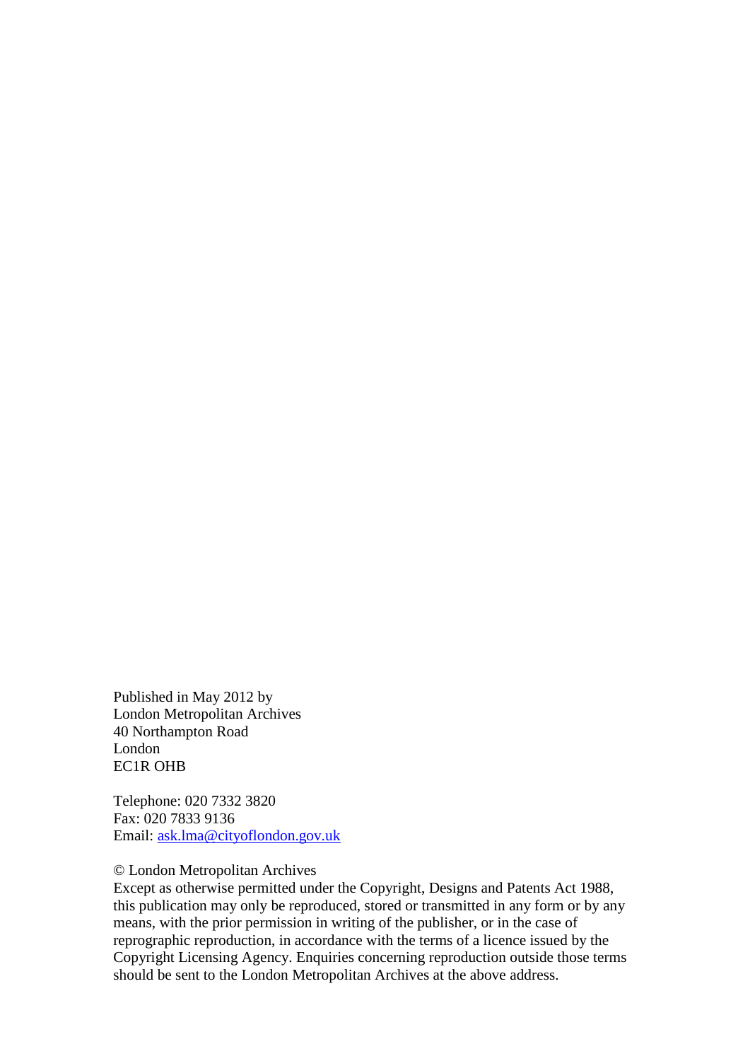Published in May 2012 by
London Metropolitan Archives
40 Northampton Road
London
EC1R OHB

Telephone: 020 7332 3820
Fax: 020 7833 9136
Email: ask.lma@cityoflondon.gov.uk

© London Metropolitan Archives
Except as otherwise permitted under the Copyright, Designs and Patents Act 1988, this publication may only be reproduced, stored or transmitted in any form or by any means, with the prior permission in writing of the publisher, or in the case of reprographic reproduction, in accordance with the terms of a licence issued by the Copyright Licensing Agency. Enquiries concerning reproduction outside those terms should be sent to the London Metropolitan Archives at the above address.